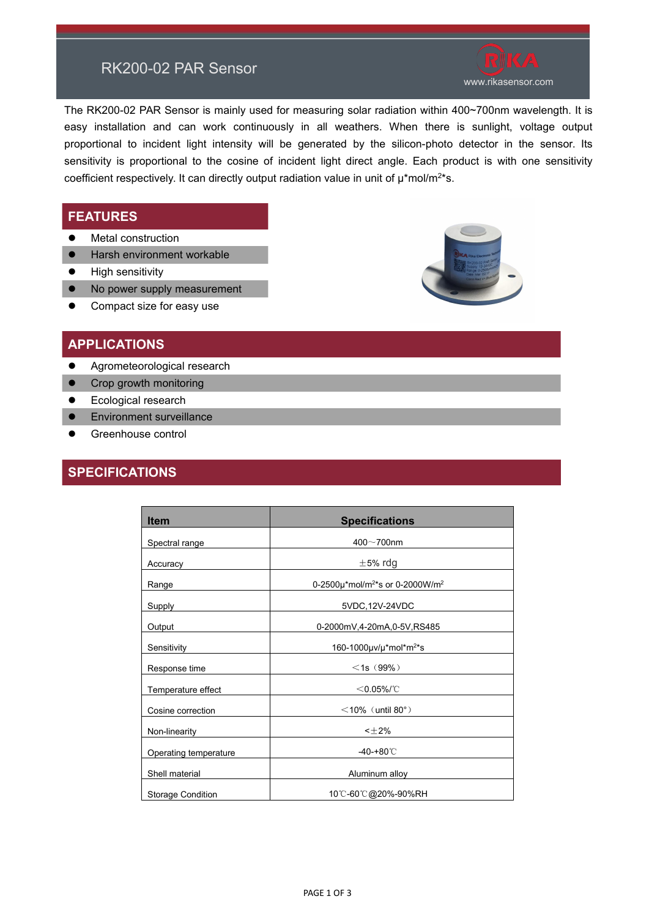# RK200-02 PAR Sensor

www.rikasensor.com

The RK200-02 PAR Sensor is mainly used for measuring solar radiation within 400~700nm wavelength. It is easy installation and can work continuously in all weathers. When there is sunlight, voltage output proportional to incident light intensity will be generated by the silicon-photo detector in the sensor. Its sensitivity is proportional to the cosine of incident light direct angle. Each product is with one sensitivity coefficient respectively. It can directly output radiation value in unit of μ*mol/$m^2$*s.

## FEATURES

- Metal construction
- Harsh environment workable
- High sensitivity
- No power supply measurement
- Compact size for easy use

## APPLICATIONS

- Agrometeorological research
- Crop growth monitoring
- Ecological research
- Environment surveillance
- Greenhouse control

## SPECIFICATIONS

| Item | Specifications |
| --- | --- |
| Spectral range | 400～700nm |
| Accuracy | ±5% rdg |
| Range | 0-2500μ*mol/$m^2$*s or 0-2000W/$m^2$ |
| Supply | 5VDC,12V-24VDC |
| Output | 0-2000mV,4-20mA,0-5V,RS485 |
| Sensitivity | 160-1000μv/μ*mol*$m^2$*s |
| Response time | ＜1s（99%） |
| Temperature effect | ＜0.05%/℃ |
| Cosine correction | ＜10%（until 80°） |
| Non-linearity | <±2% |
| Operating temperature | -40-+80℃ |
| Shell material | Aluminum alloy |
| Storage Condition | 10℃-60℃@20%-90%RH |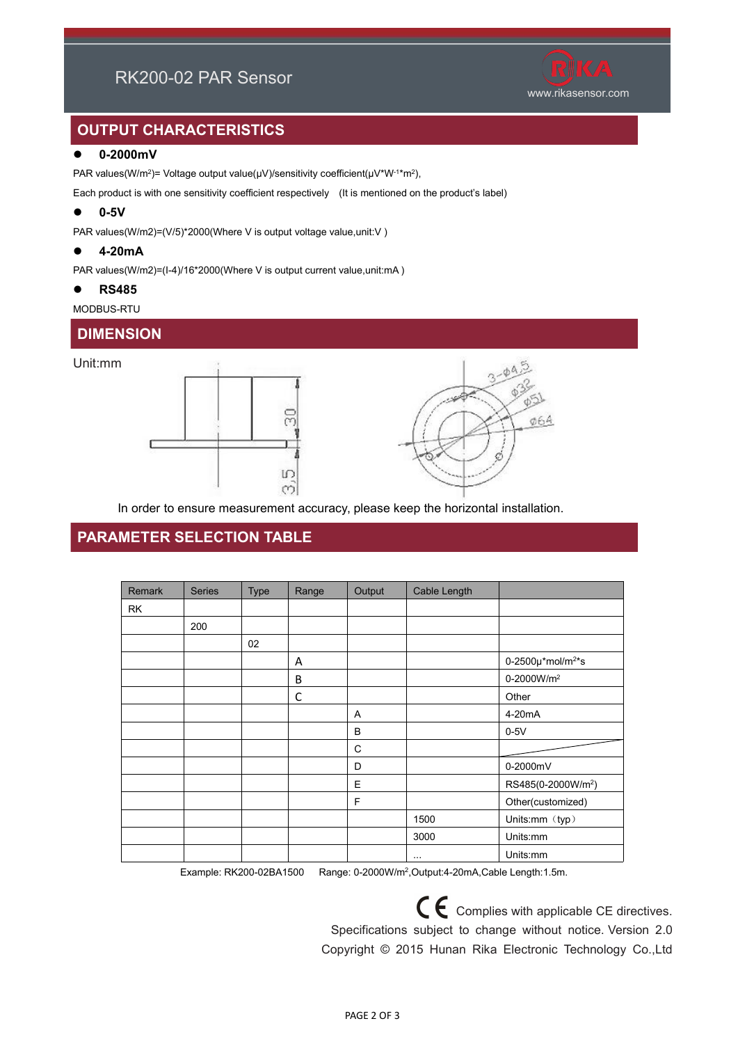## OUTPUT CHARACTERISTICS

- **0-2000mV**

PAR values($W/m^2$)= Voltage output value(μV)/sensitivity coefficient($\mu V*W^{-1}*m^2$),

Each product is with one sensitivity coefficient respectively (It is mentioned on the product's label)

- **0-5V**

PAR values(W/m2)=(V/5)*2000(Where V is output voltage value,unit:V )

- **4-20mA**

PAR values(W/m2)=(I-4)/16*2000(Where V is output current value,unit:mA )

- **RS485**

MODBUS-RTU

## DIMENSION

Unit:mm

30

3.5

3-φ4.5

φ32

φ51

φ64

In order to ensure measurement accuracy, please keep the horizontal installation.

## PARAMETER SELECTION TABLE

| Remark | Series | Type | Range | Output | Cable Length | |
|---|---|---|---|---|---|---|
| RK | | | | | | |
| | 200 | | | | | |
| | | 02 | | | | |
| | | | A | | | 0-2500μ*mol/m$^2$*s |
| | | | B | | | 0-2000W/m$^2$ |
| | | | C | | | Other |
| | | | | A | | 4-20mA |
| | | | | B | | 0-5V |
| | | | | C | | |
| | | | | D | | 0-2000mV |
| | | | | E | | RS485(0-2000W/m$^2$) |
| | | | | F | | Other(customized) |
| | | | | | 1500 | Units:mm（typ） |
| | | | | | 3000 | Units:mm |
| | | | | | ... | Units:mm |

Example: RK200-02BA1500 Range: 0-2000W/m$^2$,Output:4-20mA,Cable Length:1.5m.

CE Complies with applicable CE directives.

Specifications subject to change without notice. Version 2.0

Copyright © 2015 Hunan Rika Electronic Technology Co.,Ltd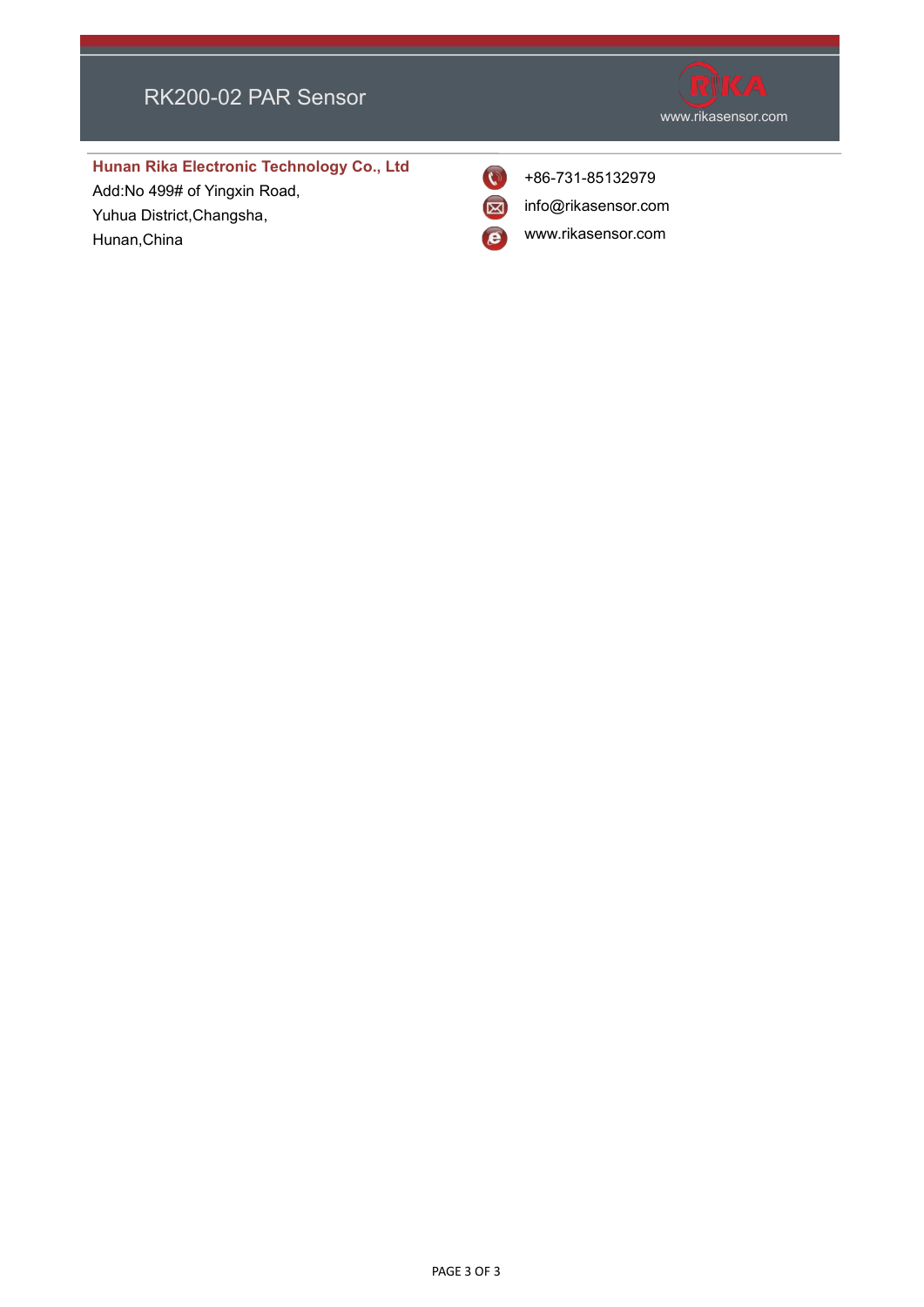**Hunan Rika Electronic Technology Co., Ltd**

Add:No 499# of Yingxin Road,
Yuhua District,Changsha,
Hunan,China

+86-731-85132979
info@rikasensor.com
www.rikasensor.com